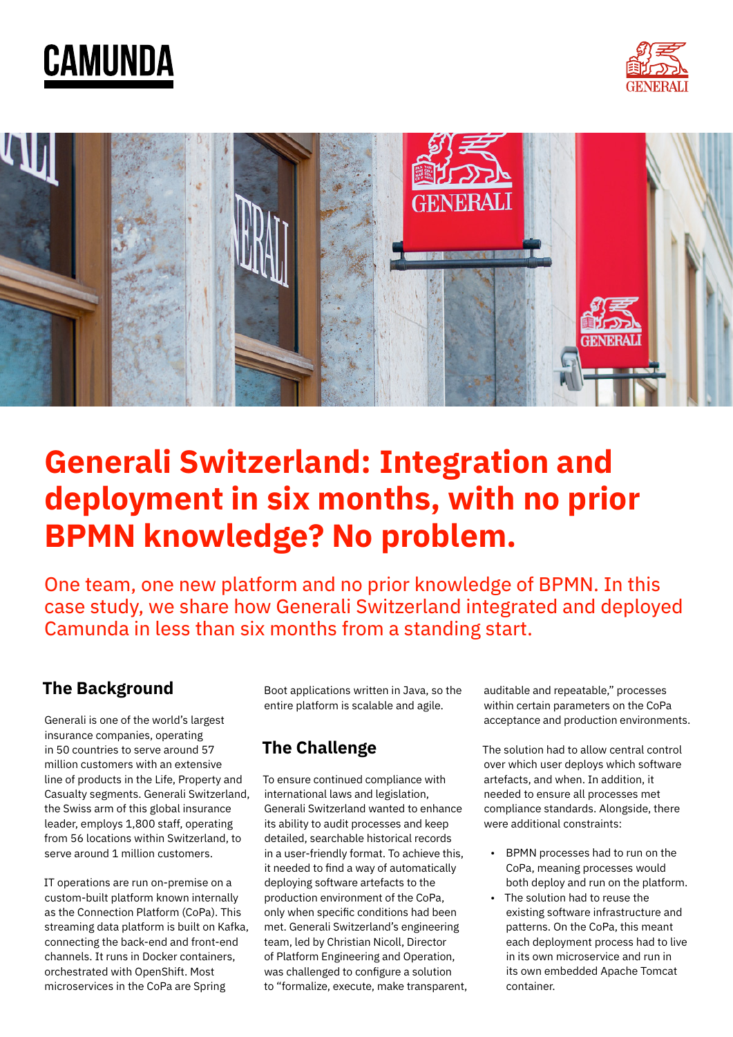# Generali Switzerland: Integration and deployment in six months, with no prior BPMN knowledge? No problem.

One team, one new platform and no prior knowledge of BPMN. In this case study, we share how Generali Switzerland integrated and deployed Camunda in less than six months from a standing start.

## The Background

Generali is one of the world's largest insurance companies, operating in 50 countries to serve around 57 million customers with an extensive line of products in the Life, Property and Casualty segments. Generali Switzerland, the Swiss arm of this global insurance leader, employs 1,800 staff, operating from 56 locations within Switzerland, to serve around 1 million customers.

IT operations are run on-premise on a custom-built platform known internally as the Connection Platform (CoPa). This streaming data platform is built on Kafka, connecting the back-end and front-end channels. It runs in Docker containers, orchestrated with OpenShift. Most microservices in the CoPa are Spring Boot applications written in Java, so the entire platform is scalable and agile.

## The Challenge

To ensure continued compliance with international laws and legislation, Generali Switzerland wanted to enhance its ability to audit processes and keep detailed, searchable historical records in a user-friendly format. To achieve this, it needed to find a way of automatically deploying software artefacts to the production environment of the CoPa, only when specific conditions had been met. Generali Switzerland's engineering team, led by Christian Nicoll, Director of Platform Engineering and Operation, was challenged to configure a solution to "formalize, execute, make transparent, auditable and repeatable," processes within certain parameters on the CoPa acceptance and production environments.

The solution had to allow central control over which user deploys which software artefacts, and when. In addition, it needed to ensure all processes met compliance standards. Alongside, there were additional constraints:

- BPMN processes had to run on the CoPa, meaning processes would both deploy and run on the platform.
- The solution had to reuse the existing software infrastructure and patterns. On the CoPa, this meant each deployment process had to live in its own microservice and run in its own embedded Apache Tomcat container.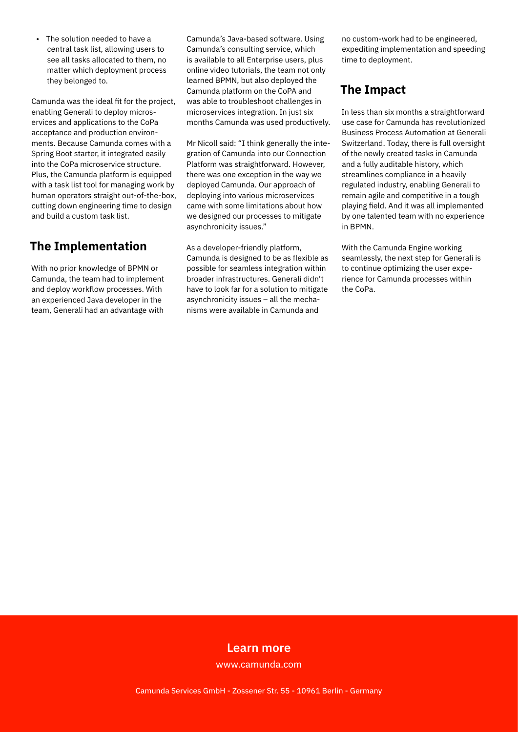- The solution needed to have a central task list, allowing users to see all tasks allocated to them, no matter which deployment process they belonged to.

Camunda was the ideal fit for the project, enabling Generali to deploy microservices and applications to the CoPa acceptance and production environments. Because Camunda comes with a Spring Boot starter, it integrated easily into the CoPa microservice structure. Plus, the Camunda platform is equipped with a task list tool for managing work by human operators straight out-of-the-box, cutting down engineering time to design and build a custom task list.

## The Implementation

With no prior knowledge of BPMN or Camunda, the team had to implement and deploy workflow processes. With an experienced Java developer in the team, Generali had an advantage with Camunda's Java-based software. Using Camunda's consulting service, which is available to all Enterprise users, plus online video tutorials, the team not only learned BPMN, but also deployed the Camunda platform on the CoPA and was able to troubleshoot challenges in microservices integration. In just six months Camunda was used productively.

Mr Nicoll said: "I think generally the integration of Camunda into our Connection Platform was straightforward. However, there was one exception in the way we deployed Camunda. Our approach of deploying into various microservices came with some limitations about how we designed our processes to mitigate asynchronicity issues."

As a developer-friendly platform, Camunda is designed to be as flexible as possible for seamless integration within broader infrastructures. Generali didn't have to look far for a solution to mitigate asynchronicity issues – all the mechanisms were available in Camunda and no custom-work had to be engineered, expediting implementation and speeding time to deployment.

## The Impact

In less than six months a straightforward use case for Camunda has revolutionized Business Process Automation at Generali Switzerland. Today, there is full oversight of the newly created tasks in Camunda and a fully auditable history, which streamlines compliance in a heavily regulated industry, enabling Generali to remain agile and competitive in a tough playing field. And it was all implemented by one talented team with no experience in BPMN.

With the Camunda Engine working seamlessly, the next step for Generali is to continue optimizing the user experience for Camunda processes within the CoPa.

**Learn more**

www.camunda.com

Camunda Services GmbH - Zossener Str. 55 - 10961 Berlin - Germany